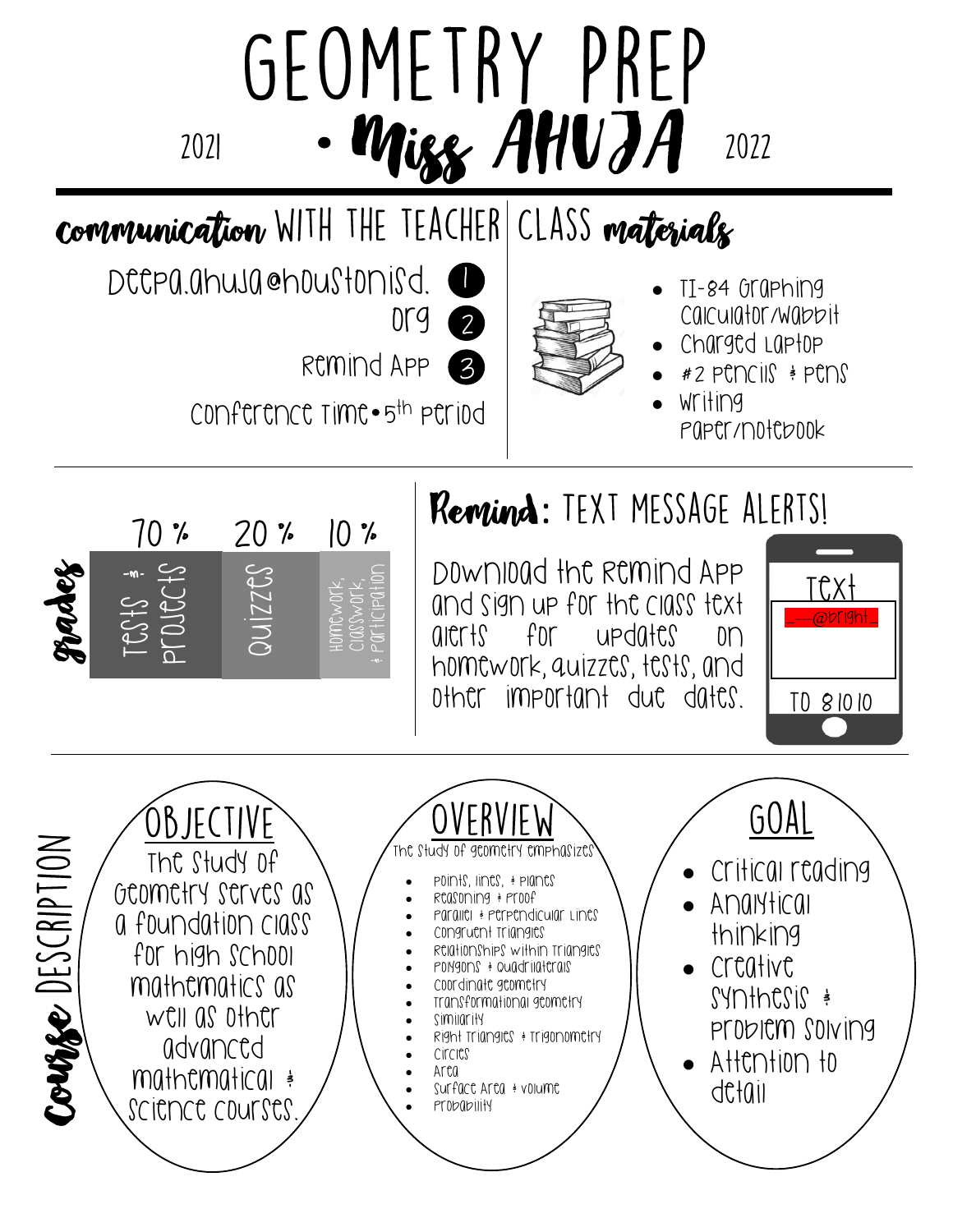# GEOMETRY PREP

## 2021 • Miss AHUJA 2022

## Communication WITH THE TEACHER

1. deepa.ahuja@houstonisd.org
2. 
3. Remind App

Conference Time • 5th period

## CLASS materials

- TI-84 Graphing Calculator/Wabbit
- Charged Laptop
- #2 pencils & pens
- Writing paper/notebook

## Grades

| 70 % | 20 % | 10 % |
|---|---|---|
| Tests & projects | Quizzes | Homework, classwork, & participation |

## Remind: TEXT MESSAGE ALERTS!

Download the Remind App and sign up for the class text alerts for updates on homework, quizzes, tests, and other important due dates.

Text
___@bright_
TO 81010

## Course DESCRIPTION

### OBJECTIVE

The study of Geometry serves as a foundation class for high school mathematics as well as other advanced mathematical & science courses.

### OVERVIEW

The study of geometry emphasizes

- Points, lines, & planes
- Reasoning & proof
- Parallel & perpendicular lines
- Congruent triangles
- Relationships within triangles
- Polygons & quadrilaterals
- Coordinate geometry
- Transformational geometry
- Similarity
- Right triangles & trigonometry
- Circles
- Area
- Surface area & volume
- Probability

### GOAL

- Critical reading
- Analytical thinking
- Creative synthesis & problem solving
- Attention to detail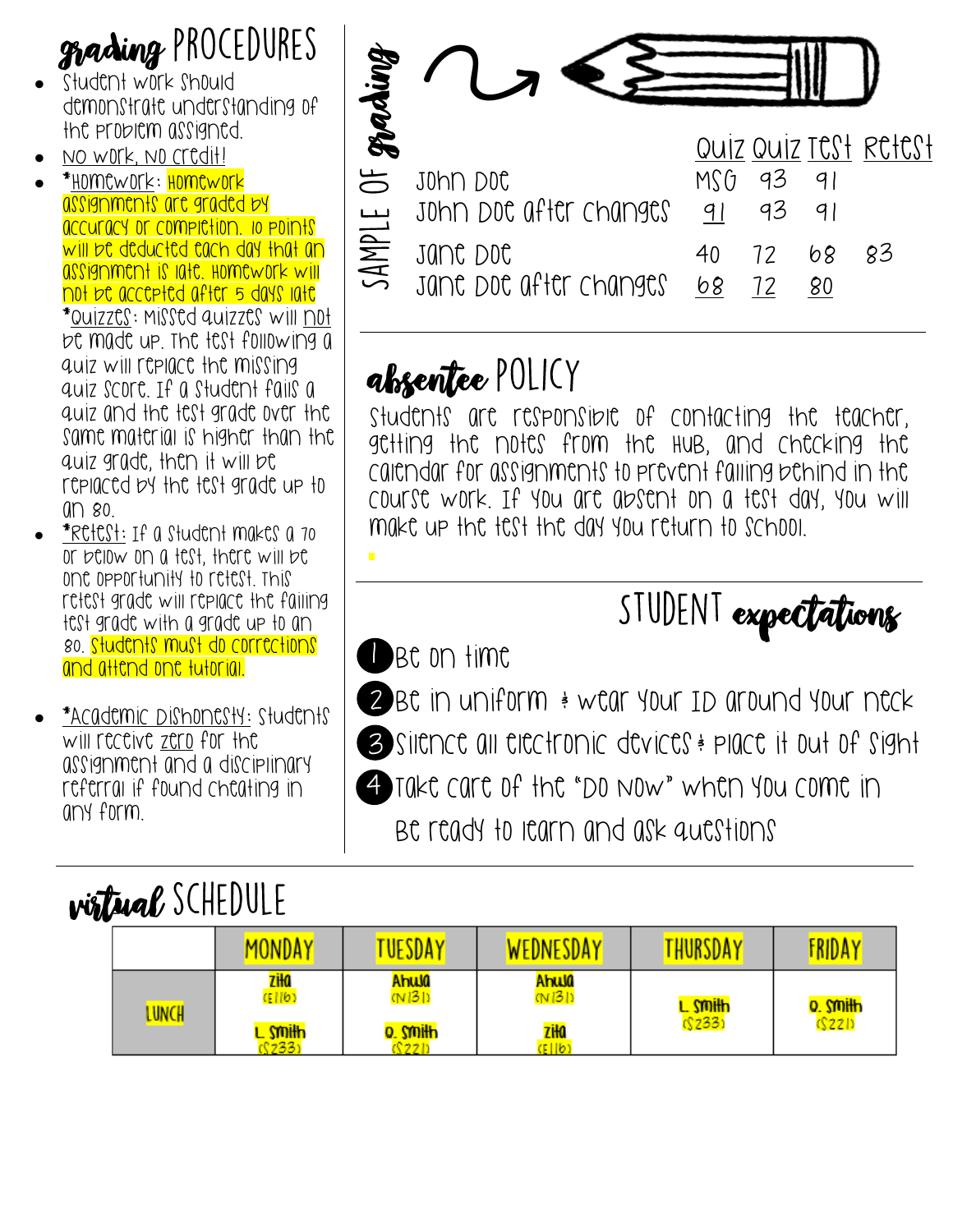## grading PROCEDURES

- Student work should demonstrate understanding of the problem assigned.
- No work, no credit!
- *Homework: Homework assignments are graded by accuracy or completion. 10 points will be deducted each day that an assignment is late. Homework will not be accepted after 5 days late
  *Quizzes: Missed quizzes will not be made up. The test following a quiz will replace the missing quiz score. If a student fails a quiz and the test grade over the same material is higher than the quiz grade, then it will be replaced by the test grade up to an 80.
- *Retest: If a student makes a 70 or below on a test, there will be one opportunity to retest. This retest grade will replace the failing test grade with a grade up to an 80. Students must do corrections and attend one tutorial.
- *Academic Dishonesty: Students will receive zero for the assignment and a disciplinary referral if found cheating in any form.

## SAMPLE OF grading

| | Quiz | Quiz | Test | Retest |
|---|---|---|---|---|
| John Doe | MSG | 93 | 91 | |
| John Doe after changes | 91 | 93 | 91 | |
| Jane Doe | 40 | 72 | 68 | 83 |
| Jane Doe after changes | 68 | 72 | 80 | |

## absentee POLICY

Students are responsible of contacting the teacher, getting the notes from the HUB, and checking the calendar for assignments to prevent falling behind in the course work. If you are absent on a test day, you will make up the test the day you return to school.

## STUDENT expectations

1. Be on time
2. Be in uniform & wear your ID around your neck
3. Silence all electronic devices & place it out of sight
4. Take care of the "DO Now" when you come in
   Be ready to learn and ask questions

## virtual SCHEDULE

| | MONDAY | TUESDAY | WEDNESDAY | THURSDAY | FRIDAY |
|---|---|---|---|---|---|
| LUNCH | Zita (E116) <br> L. Smith (S233) | Ahuja (N131) <br> O. Smith (S221) | Ahuja (N131) <br> Zita (E116) | L. Smith (S233) | O. Smith (S221) |